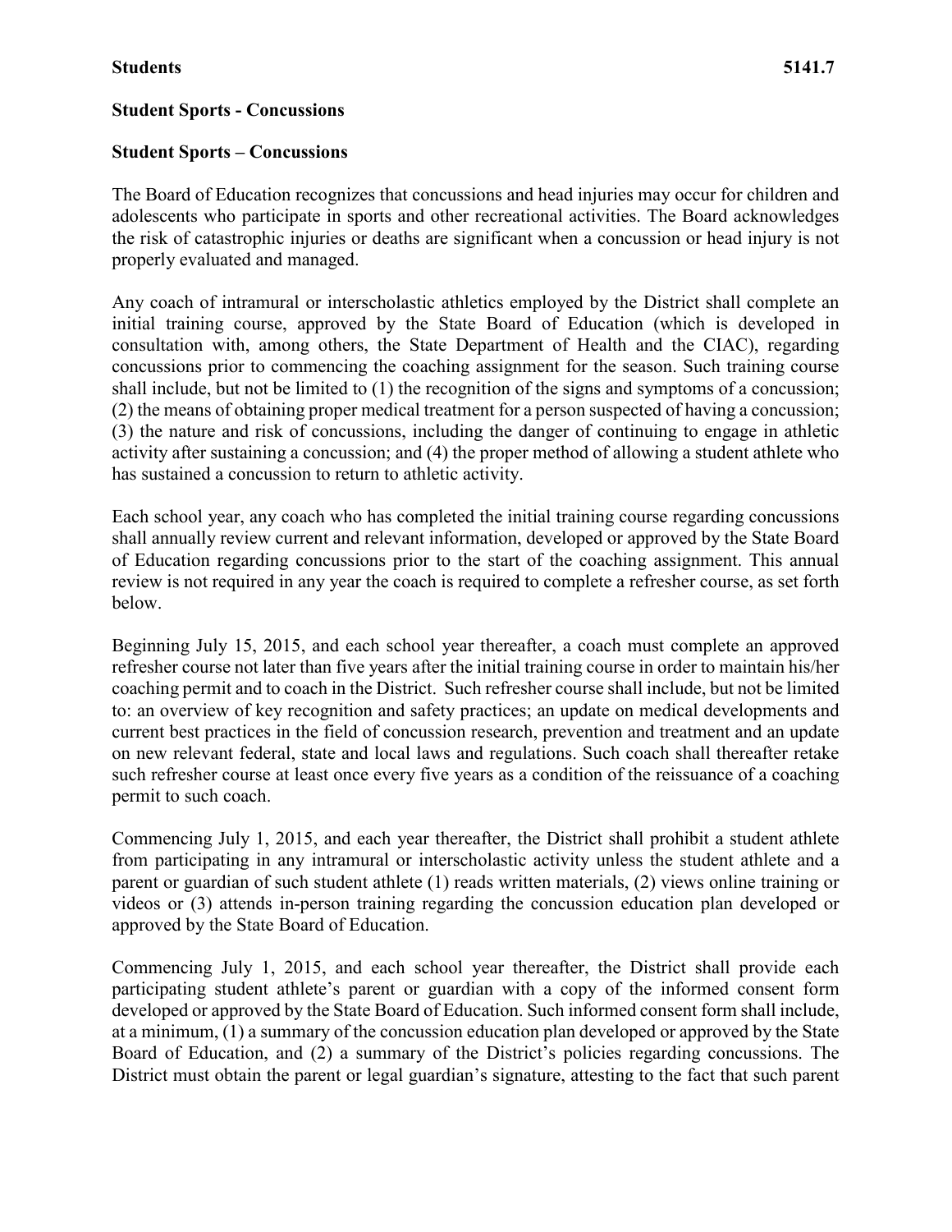**Students** **5141.7**

## Student Sports - Concussions

## Student Sports – Concussions

The Board of Education recognizes that concussions and head injuries may occur for children and adolescents who participate in sports and other recreational activities. The Board acknowledges the risk of catastrophic injuries or deaths are significant when a concussion or head injury is not properly evaluated and managed.

Any coach of intramural or interscholastic athletics employed by the District shall complete an initial training course, approved by the State Board of Education (which is developed in consultation with, among others, the State Department of Health and the CIAC), regarding concussions prior to commencing the coaching assignment for the season. Such training course shall include, but not be limited to (1) the recognition of the signs and symptoms of a concussion; (2) the means of obtaining proper medical treatment for a person suspected of having a concussion; (3) the nature and risk of concussions, including the danger of continuing to engage in athletic activity after sustaining a concussion; and (4) the proper method of allowing a student athlete who has sustained a concussion to return to athletic activity.

Each school year, any coach who has completed the initial training course regarding concussions shall annually review current and relevant information, developed or approved by the State Board of Education regarding concussions prior to the start of the coaching assignment. This annual review is not required in any year the coach is required to complete a refresher course, as set forth below.

Beginning July 15, 2015, and each school year thereafter, a coach must complete an approved refresher course not later than five years after the initial training course in order to maintain his/her coaching permit and to coach in the District. Such refresher course shall include, but not be limited to: an overview of key recognition and safety practices; an update on medical developments and current best practices in the field of concussion research, prevention and treatment and an update on new relevant federal, state and local laws and regulations. Such coach shall thereafter retake such refresher course at least once every five years as a condition of the reissuance of a coaching permit to such coach.

Commencing July 1, 2015, and each year thereafter, the District shall prohibit a student athlete from participating in any intramural or interscholastic activity unless the student athlete and a parent or guardian of such student athlete (1) reads written materials, (2) views online training or videos or (3) attends in-person training regarding the concussion education plan developed or approved by the State Board of Education.

Commencing July 1, 2015, and each school year thereafter, the District shall provide each participating student athlete's parent or guardian with a copy of the informed consent form developed or approved by the State Board of Education. Such informed consent form shall include, at a minimum, (1) a summary of the concussion education plan developed or approved by the State Board of Education, and (2) a summary of the District's policies regarding concussions. The District must obtain the parent or legal guardian's signature, attesting to the fact that such parent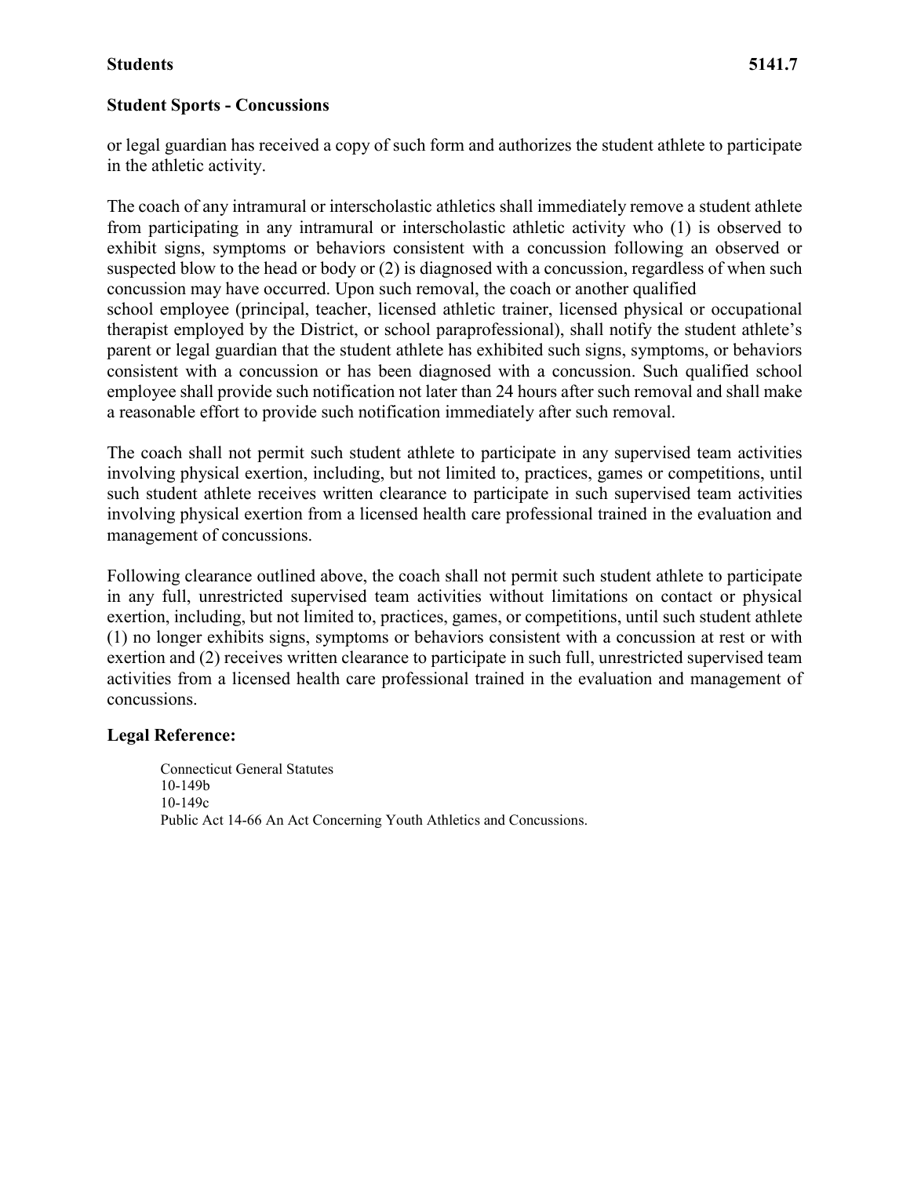or legal guardian has received a copy of such form and authorizes the student athlete to participate in the athletic activity.

The coach of any intramural or interscholastic athletics shall immediately remove a student athlete from participating in any intramural or interscholastic athletic activity who (1) is observed to exhibit signs, symptoms or behaviors consistent with a concussion following an observed or suspected blow to the head or body or (2) is diagnosed with a concussion, regardless of when such concussion may have occurred. Upon such removal, the coach or another qualified school employee (principal, teacher, licensed athletic trainer, licensed physical or occupational therapist employed by the District, or school paraprofessional), shall notify the student athlete's parent or legal guardian that the student athlete has exhibited such signs, symptoms, or behaviors consistent with a concussion or has been diagnosed with a concussion. Such qualified school employee shall provide such notification not later than 24 hours after such removal and shall make a reasonable effort to provide such notification immediately after such removal.

The coach shall not permit such student athlete to participate in any supervised team activities involving physical exertion, including, but not limited to, practices, games or competitions, until such student athlete receives written clearance to participate in such supervised team activities involving physical exertion from a licensed health care professional trained in the evaluation and management of concussions.

Following clearance outlined above, the coach shall not permit such student athlete to participate in any full, unrestricted supervised team activities without limitations on contact or physical exertion, including, but not limited to, practices, games, or competitions, until such student athlete (1) no longer exhibits signs, symptoms or behaviors consistent with a concussion at rest or with exertion and (2) receives written clearance to participate in such full, unrestricted supervised team activities from a licensed health care professional trained in the evaluation and management of concussions.

**Legal Reference:**

Connecticut General Statutes
10-149b
10-149c
Public Act 14-66 An Act Concerning Youth Athletics and Concussions.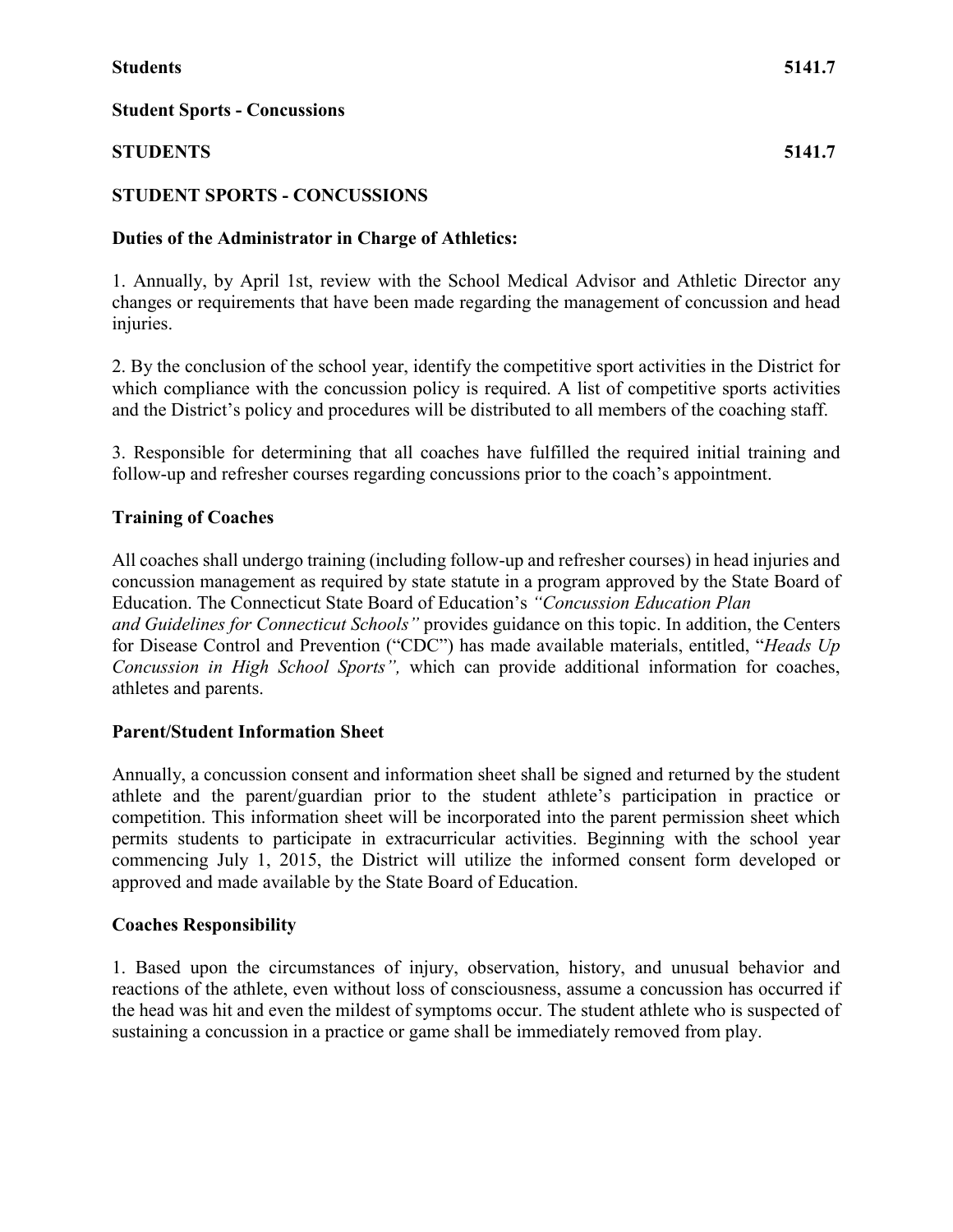**Students** **5141.7**

**Student Sports - Concussions**

**STUDENTS** **5141.7**

**STUDENT SPORTS - CONCUSSIONS**

**Duties of the Administrator in Charge of Athletics:**

1. Annually, by April 1st, review with the School Medical Advisor and Athletic Director any changes or requirements that have been made regarding the management of concussion and head injuries.

2. By the conclusion of the school year, identify the competitive sport activities in the District for which compliance with the concussion policy is required. A list of competitive sports activities and the District's policy and procedures will be distributed to all members of the coaching staff.

3. Responsible for determining that all coaches have fulfilled the required initial training and follow-up and refresher courses regarding concussions prior to the coach's appointment.

**Training of Coaches**

All coaches shall undergo training (including follow-up and refresher courses) in head injuries and concussion management as required by state statute in a program approved by the State Board of Education. The Connecticut State Board of Education's *"Concussion Education Plan and Guidelines for Connecticut Schools"* provides guidance on this topic. In addition, the Centers for Disease Control and Prevention ("CDC") has made available materials, entitled, "*Heads Up Concussion in High School Sports",* which can provide additional information for coaches, athletes and parents.

**Parent/Student Information Sheet**

Annually, a concussion consent and information sheet shall be signed and returned by the student athlete and the parent/guardian prior to the student athlete's participation in practice or competition. This information sheet will be incorporated into the parent permission sheet which permits students to participate in extracurricular activities. Beginning with the school year commencing July 1, 2015, the District will utilize the informed consent form developed or approved and made available by the State Board of Education.

**Coaches Responsibility**

1. Based upon the circumstances of injury, observation, history, and unusual behavior and reactions of the athlete, even without loss of consciousness, assume a concussion has occurred if the head was hit and even the mildest of symptoms occur. The student athlete who is suspected of sustaining a concussion in a practice or game shall be immediately removed from play.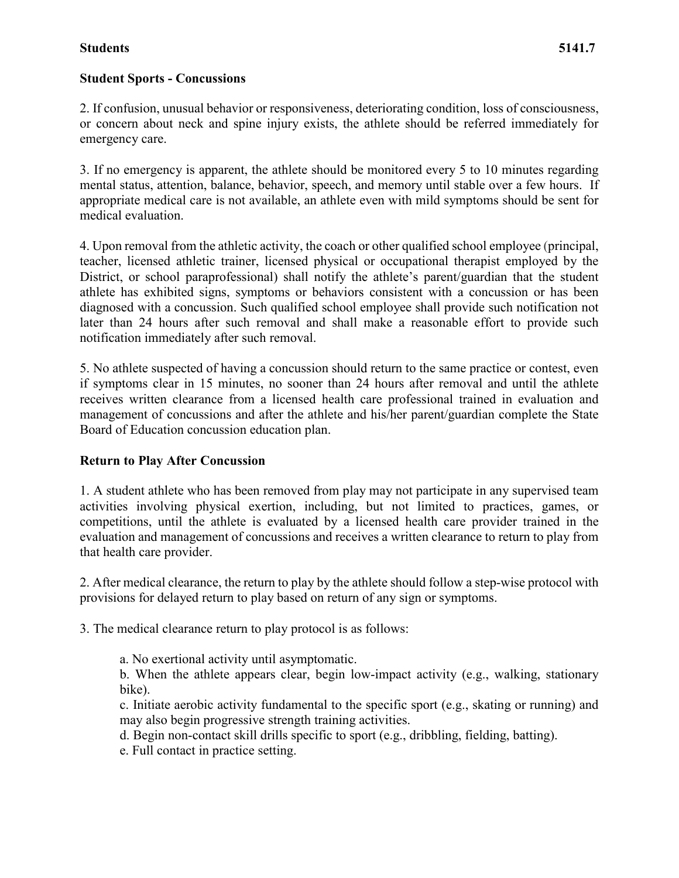**Student Sports - Concussions**

2. If confusion, unusual behavior or responsiveness, deteriorating condition, loss of consciousness, or concern about neck and spine injury exists, the athlete should be referred immediately for emergency care.

3. If no emergency is apparent, the athlete should be monitored every 5 to 10 minutes regarding mental status, attention, balance, behavior, speech, and memory until stable over a few hours. If appropriate medical care is not available, an athlete even with mild symptoms should be sent for medical evaluation.

4. Upon removal from the athletic activity, the coach or other qualified school employee (principal, teacher, licensed athletic trainer, licensed physical or occupational therapist employed by the District, or school paraprofessional) shall notify the athlete's parent/guardian that the student athlete has exhibited signs, symptoms or behaviors consistent with a concussion or has been diagnosed with a concussion. Such qualified school employee shall provide such notification not later than 24 hours after such removal and shall make a reasonable effort to provide such notification immediately after such removal.

5. No athlete suspected of having a concussion should return to the same practice or contest, even if symptoms clear in 15 minutes, no sooner than 24 hours after removal and until the athlete receives written clearance from a licensed health care professional trained in evaluation and management of concussions and after the athlete and his/her parent/guardian complete the State Board of Education concussion education plan.

**Return to Play After Concussion**

1. A student athlete who has been removed from play may not participate in any supervised team activities involving physical exertion, including, but not limited to practices, games, or competitions, until the athlete is evaluated by a licensed health care provider trained in the evaluation and management of concussions and receives a written clearance to return to play from that health care provider.

2. After medical clearance, the return to play by the athlete should follow a step-wise protocol with provisions for delayed return to play based on return of any sign or symptoms.

3. The medical clearance return to play protocol is as follows:

   a. No exertional activity until asymptomatic.
   b. When the athlete appears clear, begin low-impact activity (e.g., walking, stationary bike).
   c. Initiate aerobic activity fundamental to the specific sport (e.g., skating or running) and may also begin progressive strength training activities.
   d. Begin non-contact skill drills specific to sport (e.g., dribbling, fielding, batting).
   e. Full contact in practice setting.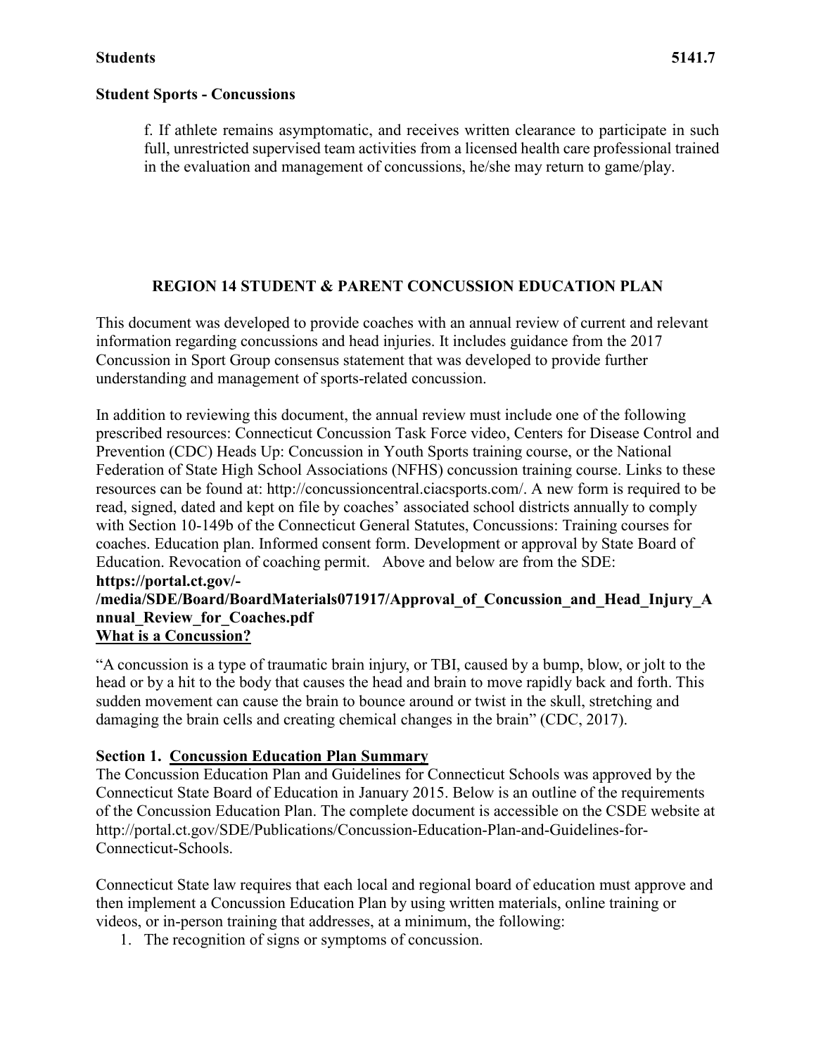**Student Sports - Concussions**

f. If athlete remains asymptomatic, and receives written clearance to participate in such full, unrestricted supervised team activities from a licensed health care professional trained in the evaluation and management of concussions, he/she may return to game/play.

## REGION 14 STUDENT & PARENT CONCUSSION EDUCATION PLAN

This document was developed to provide coaches with an annual review of current and relevant information regarding concussions and head injuries. It includes guidance from the 2017 Concussion in Sport Group consensus statement that was developed to provide further understanding and management of sports-related concussion.

In addition to reviewing this document, the annual review must include one of the following prescribed resources: Connecticut Concussion Task Force video, Centers for Disease Control and Prevention (CDC) Heads Up: Concussion in Youth Sports training course, or the National Federation of State High School Associations (NFHS) concussion training course. Links to these resources can be found at: http://concussioncentral.ciacsports.com/. A new form is required to be read, signed, dated and kept on file by coaches' associated school districts annually to comply with Section 10-149b of the Connecticut General Statutes, Concussions: Training courses for coaches. Education plan. Informed consent form. Development or approval by State Board of Education. Revocation of coaching permit. Above and below are from the SDE: **https://portal.ct.gov/-/media/SDE/Board/BoardMaterials071917/Approval_of_Concussion_and_Head_Injury_Annual_Review_for_Coaches.pdf**

### What is a Concussion?

"A concussion is a type of traumatic brain injury, or TBI, caused by a bump, blow, or jolt to the head or by a hit to the body that causes the head and brain to move rapidly back and forth. This sudden movement can cause the brain to bounce around or twist in the skull, stretching and damaging the brain cells and creating chemical changes in the brain" (CDC, 2017).

### Section 1. Concussion Education Plan Summary

The Concussion Education Plan and Guidelines for Connecticut Schools was approved by the Connecticut State Board of Education in January 2015. Below is an outline of the requirements of the Concussion Education Plan. The complete document is accessible on the CSDE website at http://portal.ct.gov/SDE/Publications/Concussion-Education-Plan-and-Guidelines-for-Connecticut-Schools.

Connecticut State law requires that each local and regional board of education must approve and then implement a Concussion Education Plan by using written materials, online training or videos, or in-person training that addresses, at a minimum, the following:

1. The recognition of signs or symptoms of concussion.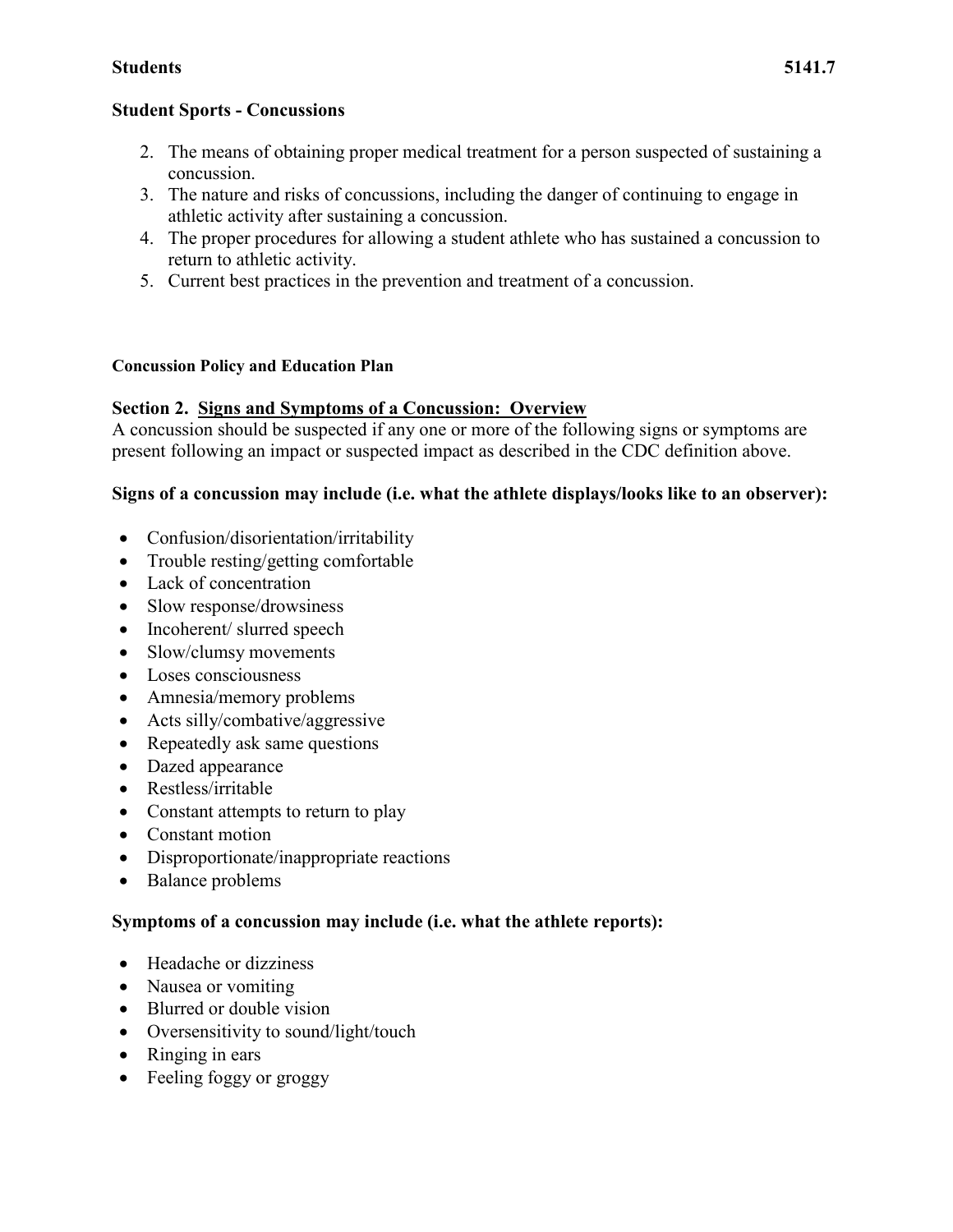**Student Sports - Concussions**

2. The means of obtaining proper medical treatment for a person suspected of sustaining a concussion.
3. The nature and risks of concussions, including the danger of continuing to engage in athletic activity after sustaining a concussion.
4. The proper procedures for allowing a student athlete who has sustained a concussion to return to athletic activity.
5. Current best practices in the prevention and treatment of a concussion.

**Concussion Policy and Education Plan**

**Section 2. <u>Signs and Symptoms of a Concussion: Overview</u>**

A concussion should be suspected if any one or more of the following signs or symptoms are present following an impact or suspected impact as described in the CDC definition above.

**Signs of a concussion may include (i.e. what the athlete displays/looks like to an observer):**

- Confusion/disorientation/irritability
- Trouble resting/getting comfortable
- Lack of concentration
- Slow response/drowsiness
- Incoherent/ slurred speech
- Slow/clumsy movements
- Loses consciousness
- Amnesia/memory problems
- Acts silly/combative/aggressive
- Repeatedly ask same questions
- Dazed appearance
- Restless/irritable
- Constant attempts to return to play
- Constant motion
- Disproportionate/inappropriate reactions
- Balance problems

**Symptoms of a concussion may include (i.e. what the athlete reports):**

- Headache or dizziness
- Nausea or vomiting
- Blurred or double vision
- Oversensitivity to sound/light/touch
- Ringing in ears
- Feeling foggy or groggy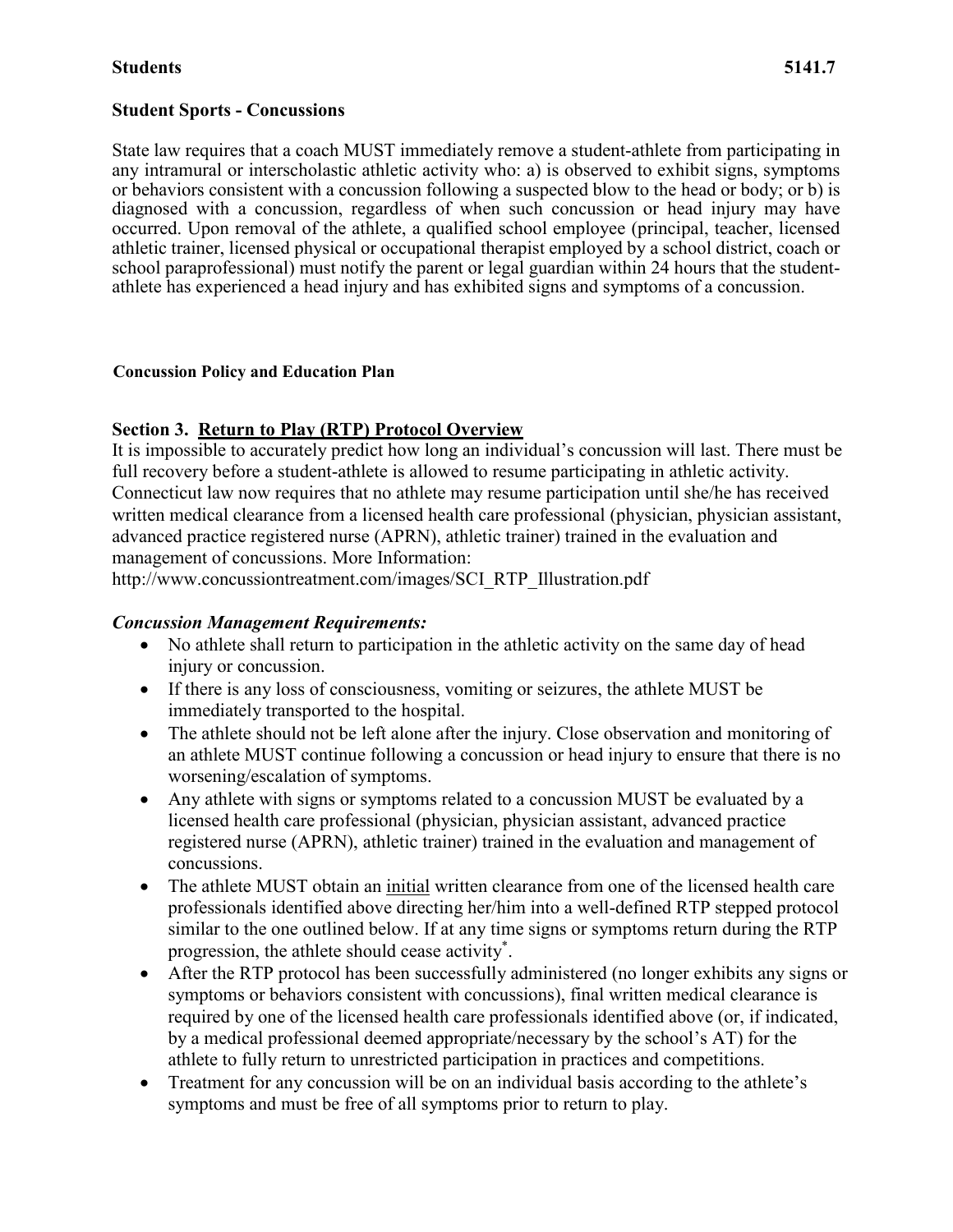**Students** **5141.7**

## Student Sports - Concussions

State law requires that a coach MUST immediately remove a student-athlete from participating in any intramural or interscholastic athletic activity who: a) is observed to exhibit signs, symptoms or behaviors consistent with a concussion following a suspected blow to the head or body; or b) is diagnosed with a concussion, regardless of when such concussion or head injury may have occurred. Upon removal of the athlete, a qualified school employee (principal, teacher, licensed athletic trainer, licensed physical or occupational therapist employed by a school district, coach or school paraprofessional) must notify the parent or legal guardian within 24 hours that the student-athlete has experienced a head injury and has exhibited signs and symptoms of a concussion.

### Concussion Policy and Education Plan

### Section 3. Return to Play (RTP) Protocol Overview

It is impossible to accurately predict how long an individual's concussion will last. There must be full recovery before a student-athlete is allowed to resume participating in athletic activity. Connecticut law now requires that no athlete may resume participation until she/he has received written medical clearance from a licensed health care professional (physician, physician assistant, advanced practice registered nurse (APRN), athletic trainer) trained in the evaluation and management of concussions. More Information:
http://www.concussiontreatment.com/images/SCI_RTP_Illustration.pdf

***Concussion Management Requirements:***

- No athlete shall return to participation in the athletic activity on the same day of head injury or concussion.
- If there is any loss of consciousness, vomiting or seizures, the athlete MUST be immediately transported to the hospital.
- The athlete should not be left alone after the injury. Close observation and monitoring of an athlete MUST continue following a concussion or head injury to ensure that there is no worsening/escalation of symptoms.
- Any athlete with signs or symptoms related to a concussion MUST be evaluated by a licensed health care professional (physician, physician assistant, advanced practice registered nurse (APRN), athletic trainer) trained in the evaluation and management of concussions.
- The athlete MUST obtain an <u>initial</u> written clearance from one of the licensed health care professionals identified above directing her/him into a well-defined RTP stepped protocol similar to the one outlined below. If at any time signs or symptoms return during the RTP progression, the athlete should cease activity*.
- After the RTP protocol has been successfully administered (no longer exhibits any signs or symptoms or behaviors consistent with concussions), final written medical clearance is required by one of the licensed health care professionals identified above (or, if indicated, by a medical professional deemed appropriate/necessary by the school's AT) for the athlete to fully return to unrestricted participation in practices and competitions.
- Treatment for any concussion will be on an individual basis according to the athlete's symptoms and must be free of all symptoms prior to return to play.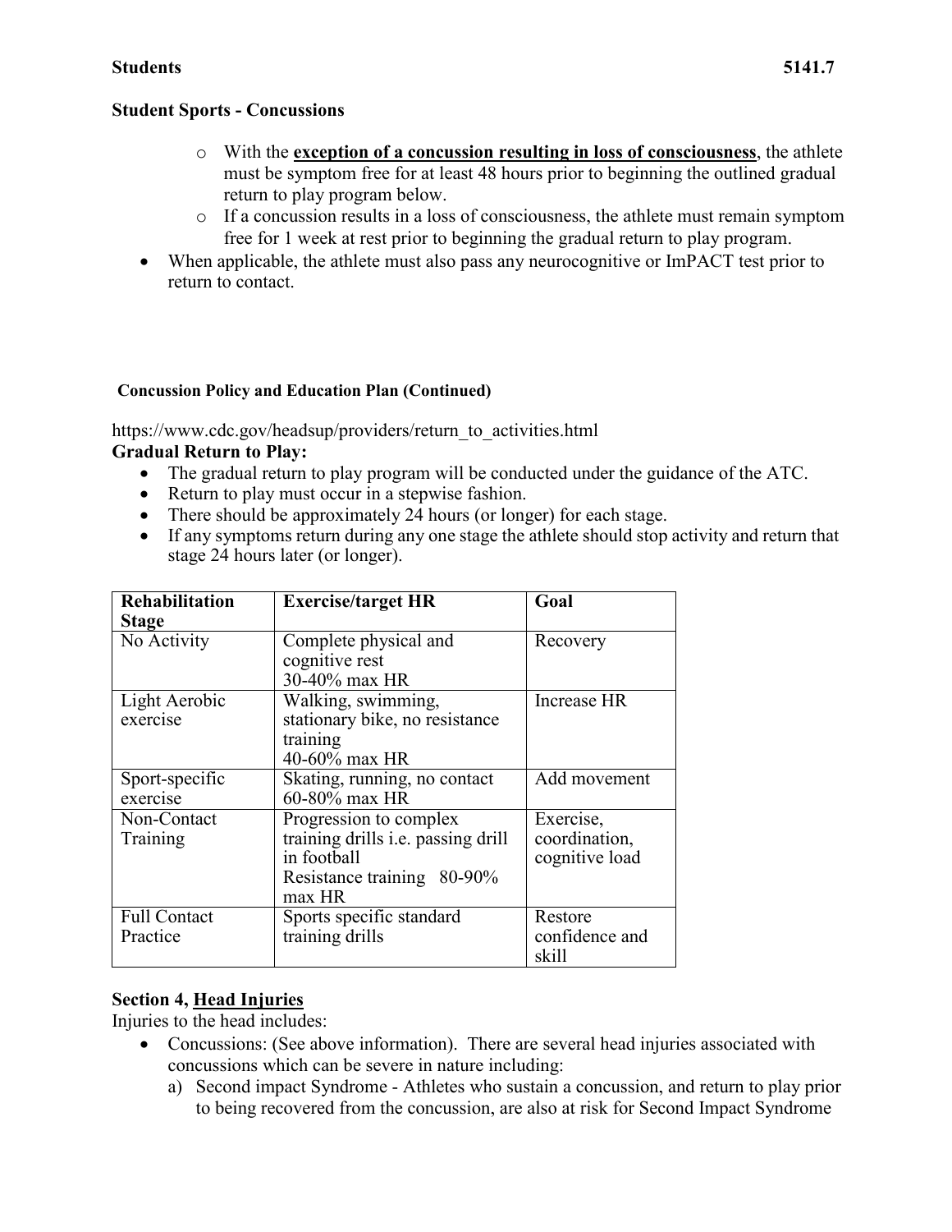- With the **exception of a concussion resulting in loss of consciousness**, the athlete must be symptom free for at least 48 hours prior to beginning the outlined gradual return to play program below.
- If a concussion results in a loss of consciousness, the athlete must remain symptom free for 1 week at rest prior to beginning the gradual return to play program.

- When applicable, the athlete must also pass any neurocognitive or ImPACT test prior to return to contact.

**Concussion Policy and Education Plan (Continued)**

https://www.cdc.gov/headsup/providers/return_to_activities.html

**Gradual Return to Play:**

- The gradual return to play program will be conducted under the guidance of the ATC.
- Return to play must occur in a stepwise fashion.
- There should be approximately 24 hours (or longer) for each stage.
- If any symptoms return during any one stage the athlete should stop activity and return that stage 24 hours later (or longer).

| Rehabilitation Stage | Exercise/target HR | Goal |
|---|---|---|
| No Activity | Complete physical and cognitive rest 30-40% max HR | Recovery |
| Light Aerobic exercise | Walking, swimming, stationary bike, no resistance training 40-60% max HR | Increase HR |
| Sport-specific exercise | Skating, running, no contact 60-80% max HR | Add movement |
| Non-Contact Training | Progression to complex training drills i.e. passing drill in football Resistance training 80-90% max HR | Exercise, coordination, cognitive load |
| Full Contact Practice | Sports specific standard training drills | Restore confidence and skill |

**Section 4, Head Injuries**

Injuries to the head includes:

- Concussions: (See above information). There are several head injuries associated with concussions which can be severe in nature including:
  a) Second impact Syndrome - Athletes who sustain a concussion, and return to play prior to being recovered from the concussion, are also at risk for Second Impact Syndrome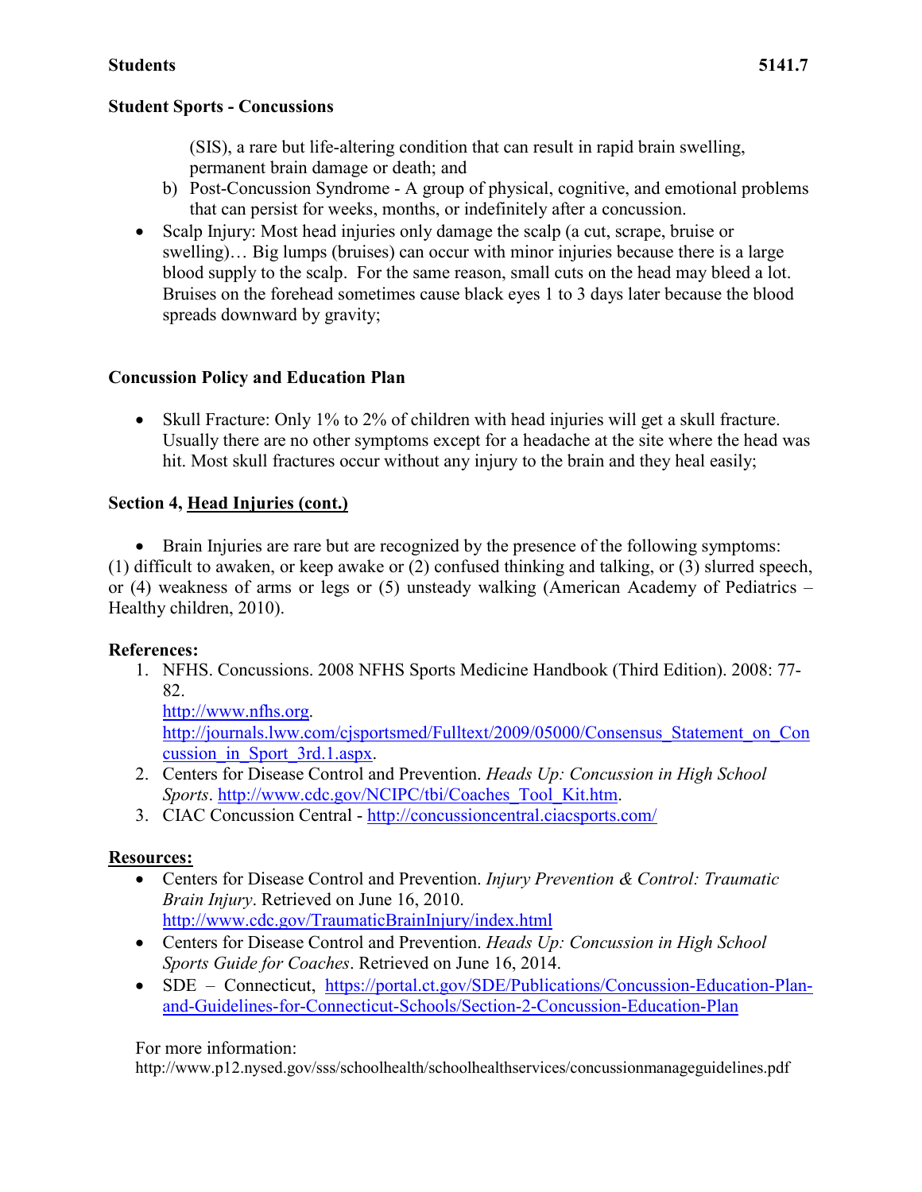(SIS), a rare but life-altering condition that can result in rapid brain swelling, permanent brain damage or death; and

b) Post-Concussion Syndrome - A group of physical, cognitive, and emotional problems that can persist for weeks, months, or indefinitely after a concussion.

- Scalp Injury: Most head injuries only damage the scalp (a cut, scrape, bruise or swelling)… Big lumps (bruises) can occur with minor injuries because there is a large blood supply to the scalp. For the same reason, small cuts on the head may bleed a lot. Bruises on the forehead sometimes cause black eyes 1 to 3 days later because the blood spreads downward by gravity;

**Concussion Policy and Education Plan**

- Skull Fracture: Only 1% to 2% of children with head injuries will get a skull fracture. Usually there are no other symptoms except for a headache at the site where the head was hit. Most skull fractures occur without any injury to the brain and they heal easily;

**Section 4, <u>Head Injuries (cont.)</u>**

- Brain Injuries are rare but are recognized by the presence of the following symptoms: (1) difficult to awaken, or keep awake or (2) confused thinking and talking, or (3) slurred speech, or (4) weakness of arms or legs or (5) unsteady walking (American Academy of Pediatrics – Healthy children, 2010).

**References:**

1. NFHS. Concussions. 2008 NFHS Sports Medicine Handbook (Third Edition). 2008: 77-82.
   http://www.nfhs.org.
   http://journals.lww.com/cjsportsmed/Fulltext/2009/05000/Consensus_Statement_on_Concussion_in_Sport_3rd.1.aspx.
2. Centers for Disease Control and Prevention. *Heads Up: Concussion in High School Sports*. http://www.cdc.gov/NCIPC/tbi/Coaches_Tool_Kit.htm.
3. CIAC Concussion Central - http://concussioncentral.ciacsports.com/

**<u>Resources:</u>**

- Centers for Disease Control and Prevention. *Injury Prevention & Control: Traumatic Brain Injury*. Retrieved on June 16, 2010. http://www.cdc.gov/TraumaticBrainInjury/index.html
- Centers for Disease Control and Prevention. *Heads Up: Concussion in High School Sports Guide for Coaches*. Retrieved on June 16, 2014.
- SDE – Connecticut, https://portal.ct.gov/SDE/Publications/Concussion-Education-Plan-and-Guidelines-for-Connecticut-Schools/Section-2-Concussion-Education-Plan

For more information:
http://www.p12.nysed.gov/sss/schoolhealth/schoolhealthservices/concussionmanageguidelines.pdf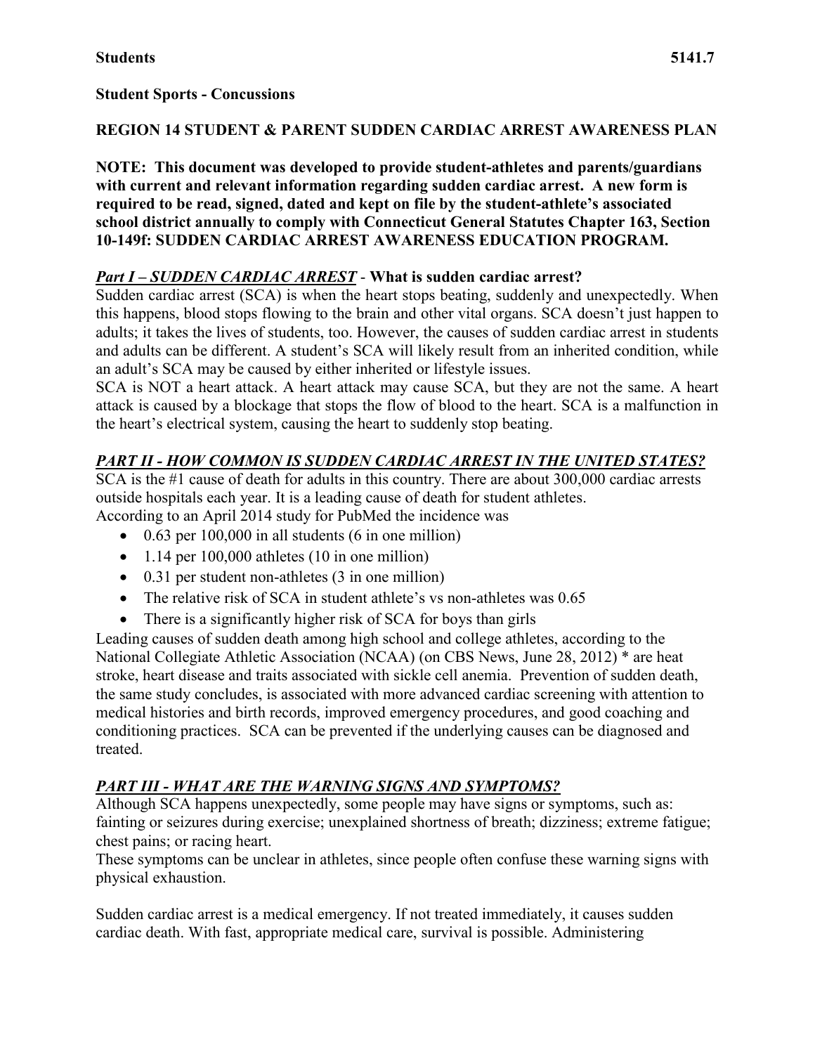**Students** **5141.7**

**Student Sports - Concussions**

**REGION 14 STUDENT & PARENT SUDDEN CARDIAC ARREST AWARENESS PLAN**

**NOTE: This document was developed to provide student-athletes and parents/guardians with current and relevant information regarding sudden cardiac arrest. A new form is required to be read, signed, dated and kept on file by the student-athlete's associated school district annually to comply with Connecticut General Statutes Chapter 163, Section 10-149f: SUDDEN CARDIAC ARREST AWARENESS EDUCATION PROGRAM.**

### ***Part I – SUDDEN CARDIAC ARREST*** - **What is sudden cardiac arrest?**

Sudden cardiac arrest (SCA) is when the heart stops beating, suddenly and unexpectedly. When this happens, blood stops flowing to the brain and other vital organs. SCA doesn't just happen to adults; it takes the lives of students, too. However, the causes of sudden cardiac arrest in students and adults can be different. A student's SCA will likely result from an inherited condition, while an adult's SCA may be caused by either inherited or lifestyle issues.

SCA is NOT a heart attack. A heart attack may cause SCA, but they are not the same. A heart attack is caused by a blockage that stops the flow of blood to the heart. SCA is a malfunction in the heart's electrical system, causing the heart to suddenly stop beating.

### ***PART II - HOW COMMON IS SUDDEN CARDIAC ARREST IN THE UNITED STATES?***

SCA is the #1 cause of death for adults in this country. There are about 300,000 cardiac arrests outside hospitals each year. It is a leading cause of death for student athletes.

According to an April 2014 study for PubMed the incidence was

- 0.63 per 100,000 in all students (6 in one million)
- 1.14 per 100,000 athletes (10 in one million)
- 0.31 per student non-athletes (3 in one million)
- The relative risk of SCA in student athlete's vs non-athletes was 0.65
- There is a significantly higher risk of SCA for boys than girls

Leading causes of sudden death among high school and college athletes, according to the National Collegiate Athletic Association (NCAA) (on CBS News, June 28, 2012) * are heat stroke, heart disease and traits associated with sickle cell anemia. Prevention of sudden death, the same study concludes, is associated with more advanced cardiac screening with attention to medical histories and birth records, improved emergency procedures, and good coaching and conditioning practices. SCA can be prevented if the underlying causes can be diagnosed and treated.

### ***PART III - WHAT ARE THE WARNING SIGNS AND SYMPTOMS?***

Although SCA happens unexpectedly, some people may have signs or symptoms, such as: fainting or seizures during exercise; unexplained shortness of breath; dizziness; extreme fatigue; chest pains; or racing heart.

These symptoms can be unclear in athletes, since people often confuse these warning signs with physical exhaustion.

Sudden cardiac arrest is a medical emergency. If not treated immediately, it causes sudden cardiac death. With fast, appropriate medical care, survival is possible. Administering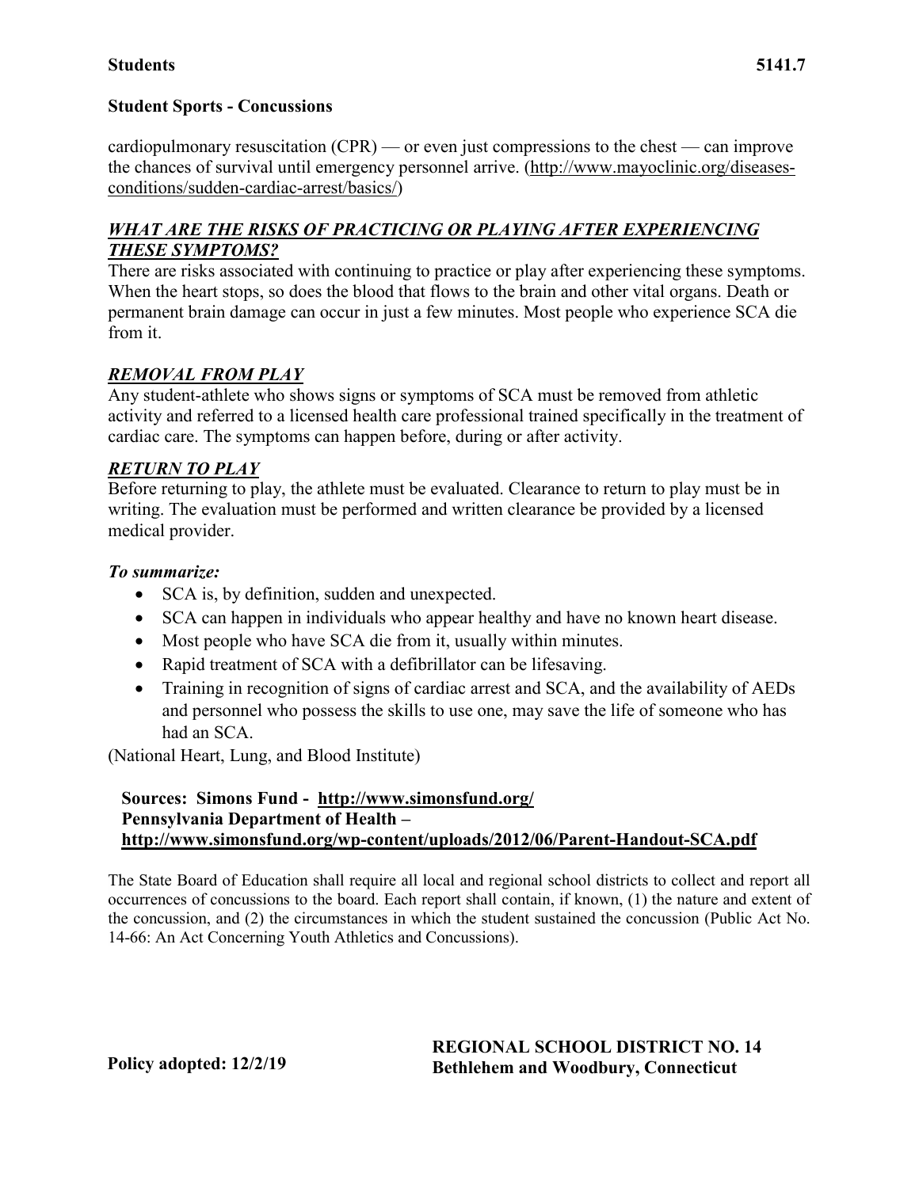cardiopulmonary resuscitation (CPR) — or even just compressions to the chest — can improve the chances of survival until emergency personnel arrive. (http://www.mayoclinic.org/diseases-conditions/sudden-cardiac-arrest/basics/)

***WHAT ARE THE RISKS OF PRACTICING OR PLAYING AFTER EXPERIENCING THESE SYMPTOMS?***

There are risks associated with continuing to practice or play after experiencing these symptoms. When the heart stops, so does the blood that flows to the brain and other vital organs. Death or permanent brain damage can occur in just a few minutes. Most people who experience SCA die from it.

***REMOVAL FROM PLAY***

Any student-athlete who shows signs or symptoms of SCA must be removed from athletic activity and referred to a licensed health care professional trained specifically in the treatment of cardiac care. The symptoms can happen before, during or after activity.

***RETURN TO PLAY***

Before returning to play, the athlete must be evaluated. Clearance to return to play must be in writing. The evaluation must be performed and written clearance be provided by a licensed medical provider.

***To summarize:***

- SCA is, by definition, sudden and unexpected.
- SCA can happen in individuals who appear healthy and have no known heart disease.
- Most people who have SCA die from it, usually within minutes.
- Rapid treatment of SCA with a defibrillator can be lifesaving.
- Training in recognition of signs of cardiac arrest and SCA, and the availability of AEDs and personnel who possess the skills to use one, may save the life of someone who has had an SCA.

(National Heart, Lung, and Blood Institute)

**Sources: Simons Fund - http://www.simonsfund.org/**
**Pennsylvania Department of Health –**
**http://www.simonsfund.org/wp-content/uploads/2012/06/Parent-Handout-SCA.pdf**

The State Board of Education shall require all local and regional school districts to collect and report all occurrences of concussions to the board. Each report shall contain, if known, (1) the nature and extent of the concussion, and (2) the circumstances in which the student sustained the concussion (Public Act No. 14-66: An Act Concerning Youth Athletics and Concussions).

**Policy adopted: 12/2/19**

**REGIONAL SCHOOL DISTRICT NO. 14**
**Bethlehem and Woodbury, Connecticut**